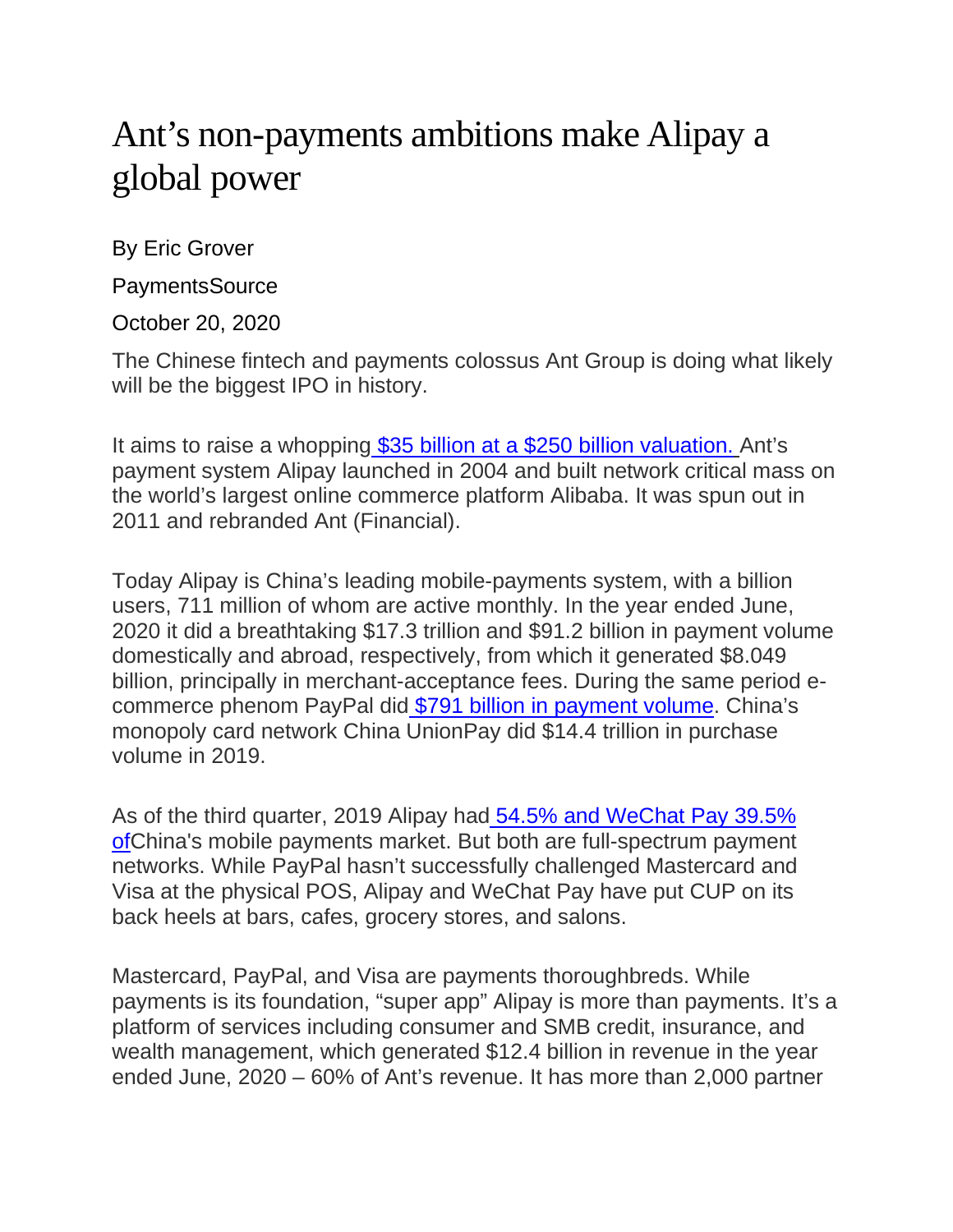# Ant's non-payments ambitions make Alipay a global power

By Eric Grover

PaymentsSource

October 20, 2020

The Chinese fintech and payments colossus Ant Group is doing what likely will be the biggest IPO in history.

It aims to raise a whopping [$35 billion at a $250 billion valuation.](#) Ant's payment system Alipay launched in 2004 and built network critical mass on the world's largest online commerce platform Alibaba. It was spun out in 2011 and rebranded Ant (Financial).

Today Alipay is China's leading mobile-payments system, with a billion users, 711 million of whom are active monthly. In the year ended June, 2020 it did a breathtaking $17.3 trillion and $91.2 billion in payment volume domestically and abroad, respectively, from which it generated $8.049 billion, principally in merchant-acceptance fees. During the same period e-commerce phenom PayPal did [$791 billion in payment volume](#). China's monopoly card network China UnionPay did $14.4 trillion in purchase volume in 2019.

As of the third quarter, 2019 Alipay had [54.5% and WeChat Pay 39.5% of](#)China's mobile payments market. But both are full-spectrum payment networks. While PayPal hasn't successfully challenged Mastercard and Visa at the physical POS, Alipay and WeChat Pay have put CUP on its back heels at bars, cafes, grocery stores, and salons.

Mastercard, PayPal, and Visa are payments thoroughbreds. While payments is its foundation, "super app" Alipay is more than payments. It's a platform of services including consumer and SMB credit, insurance, and wealth management, which generated $12.4 billion in revenue in the year ended June, 2020 – 60% of Ant's revenue. It has more than 2,000 partner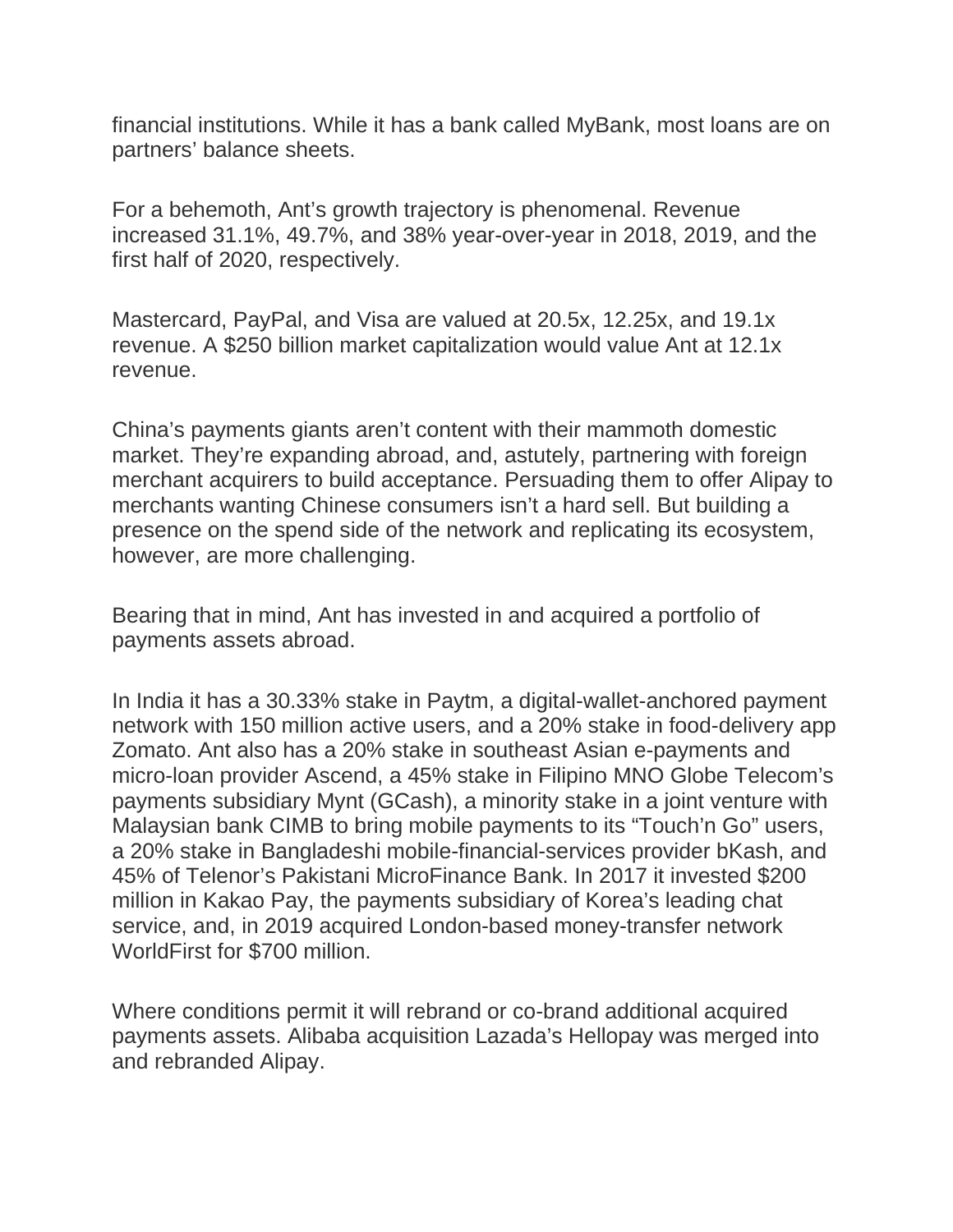financial institutions. While it has a bank called MyBank, most loans are on partners' balance sheets.

For a behemoth, Ant's growth trajectory is phenomenal. Revenue increased 31.1%, 49.7%, and 38% year-over-year in 2018, 2019, and the first half of 2020, respectively.

Mastercard, PayPal, and Visa are valued at 20.5x, 12.25x, and 19.1x revenue. A $250 billion market capitalization would value Ant at 12.1x revenue.

China's payments giants aren't content with their mammoth domestic market. They're expanding abroad, and, astutely, partnering with foreign merchant acquirers to build acceptance. Persuading them to offer Alipay to merchants wanting Chinese consumers isn't a hard sell. But building a presence on the spend side of the network and replicating its ecosystem, however, are more challenging.

Bearing that in mind, Ant has invested in and acquired a portfolio of payments assets abroad.

In India it has a 30.33% stake in Paytm, a digital-wallet-anchored payment network with 150 million active users, and a 20% stake in food-delivery app Zomato. Ant also has a 20% stake in southeast Asian e-payments and micro-loan provider Ascend, a 45% stake in Filipino MNO Globe Telecom's payments subsidiary Mynt (GCash), a minority stake in a joint venture with Malaysian bank CIMB to bring mobile payments to its "Touch'n Go" users, a 20% stake in Bangladeshi mobile-financial-services provider bKash, and 45% of Telenor's Pakistani MicroFinance Bank. In 2017 it invested $200 million in Kakao Pay, the payments subsidiary of Korea's leading chat service, and, in 2019 acquired London-based money-transfer network WorldFirst for $700 million.

Where conditions permit it will rebrand or co-brand additional acquired payments assets. Alibaba acquisition Lazada's Hellopay was merged into and rebranded Alipay.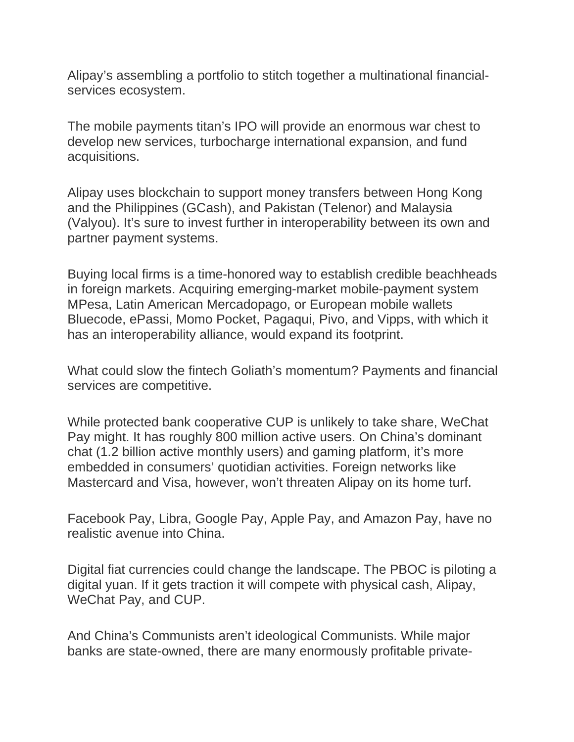Alipay's assembling a portfolio to stitch together a multinational financial-services ecosystem.

The mobile payments titan's IPO will provide an enormous war chest to develop new services, turbocharge international expansion, and fund acquisitions.

Alipay uses blockchain to support money transfers between Hong Kong and the Philippines (GCash), and Pakistan (Telenor) and Malaysia (Valyou). It's sure to invest further in interoperability between its own and partner payment systems.

Buying local firms is a time-honored way to establish credible beachheads in foreign markets. Acquiring emerging-market mobile-payment system MPesa, Latin American Mercadopago, or European mobile wallets Bluecode, ePassi, Momo Pocket, Pagaqui, Pivo, and Vipps, with which it has an interoperability alliance, would expand its footprint.

What could slow the fintech Goliath's momentum? Payments and financial services are competitive.

While protected bank cooperative CUP is unlikely to take share, WeChat Pay might. It has roughly 800 million active users. On China's dominant chat (1.2 billion active monthly users) and gaming platform, it's more embedded in consumers' quotidian activities. Foreign networks like Mastercard and Visa, however, won't threaten Alipay on its home turf.

Facebook Pay, Libra, Google Pay, Apple Pay, and Amazon Pay, have no realistic avenue into China.

Digital fiat currencies could change the landscape. The PBOC is piloting a digital yuan. If it gets traction it will compete with physical cash, Alipay, WeChat Pay, and CUP.

And China's Communists aren't ideological Communists. While major banks are state-owned, there are many enormously profitable private-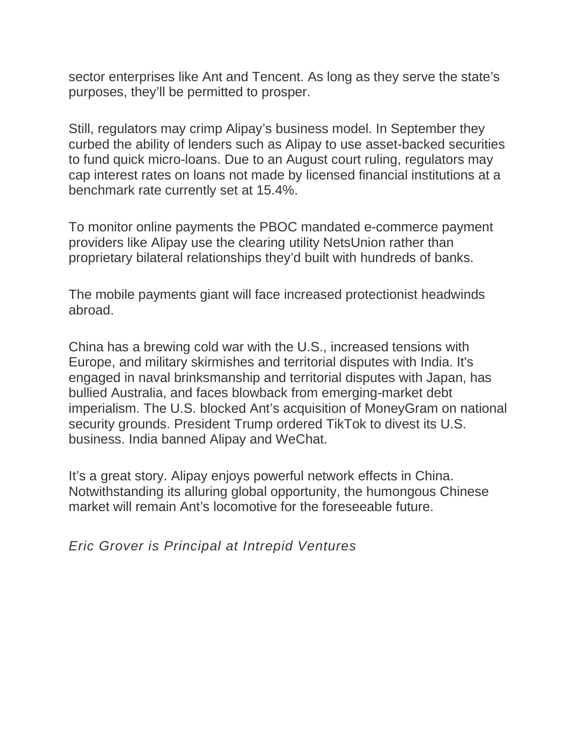sector enterprises like Ant and Tencent. As long as they serve the state's purposes, they'll be permitted to prosper.

Still, regulators may crimp Alipay's business model. In September they curbed the ability of lenders such as Alipay to use asset-backed securities to fund quick micro-loans. Due to an August court ruling, regulators may cap interest rates on loans not made by licensed financial institutions at a benchmark rate currently set at 15.4%.

To monitor online payments the PBOC mandated e-commerce payment providers like Alipay use the clearing utility NetsUnion rather than proprietary bilateral relationships they'd built with hundreds of banks.

The mobile payments giant will face increased protectionist headwinds abroad.

China has a brewing cold war with the U.S., increased tensions with Europe, and military skirmishes and territorial disputes with India. It's engaged in naval brinksmanship and territorial disputes with Japan, has bullied Australia, and faces blowback from emerging-market debt imperialism. The U.S. blocked Ant's acquisition of MoneyGram on national security grounds. President Trump ordered TikTok to divest its U.S. business. India banned Alipay and WeChat.

It's a great story. Alipay enjoys powerful network effects in China. Notwithstanding its alluring global opportunity, the humongous Chinese market will remain Ant's locomotive for the foreseeable future.

*Eric Grover is Principal at Intrepid Ventures*